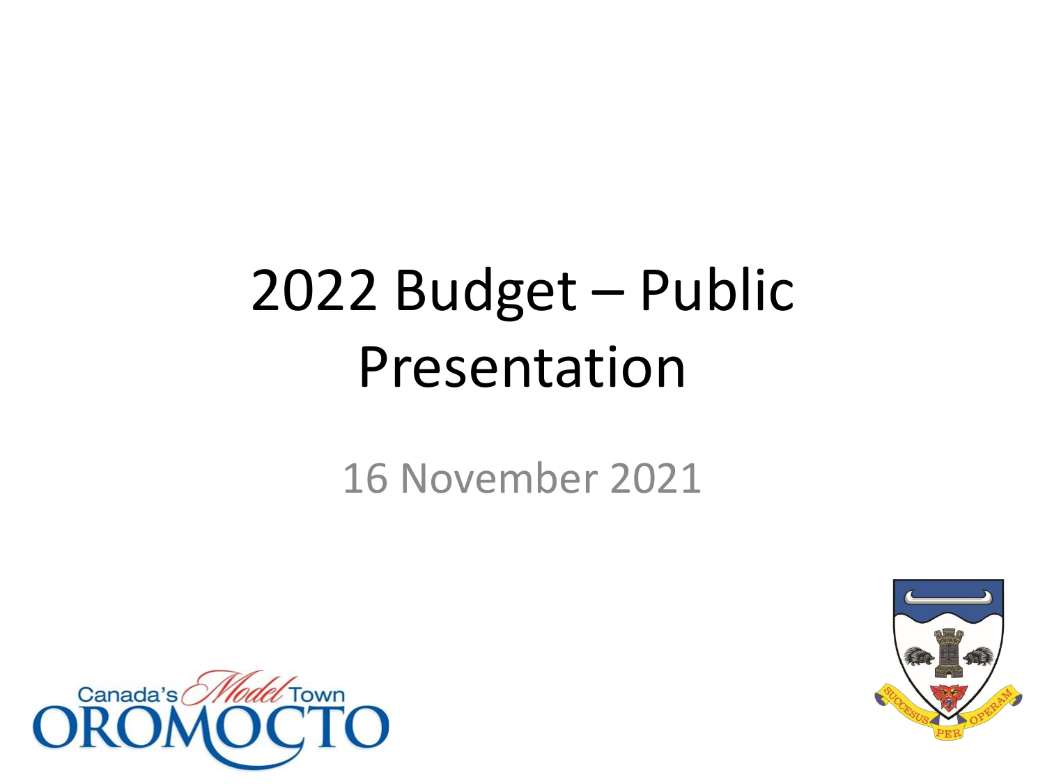# 2022 Budget – Public Presentation

16 November 2021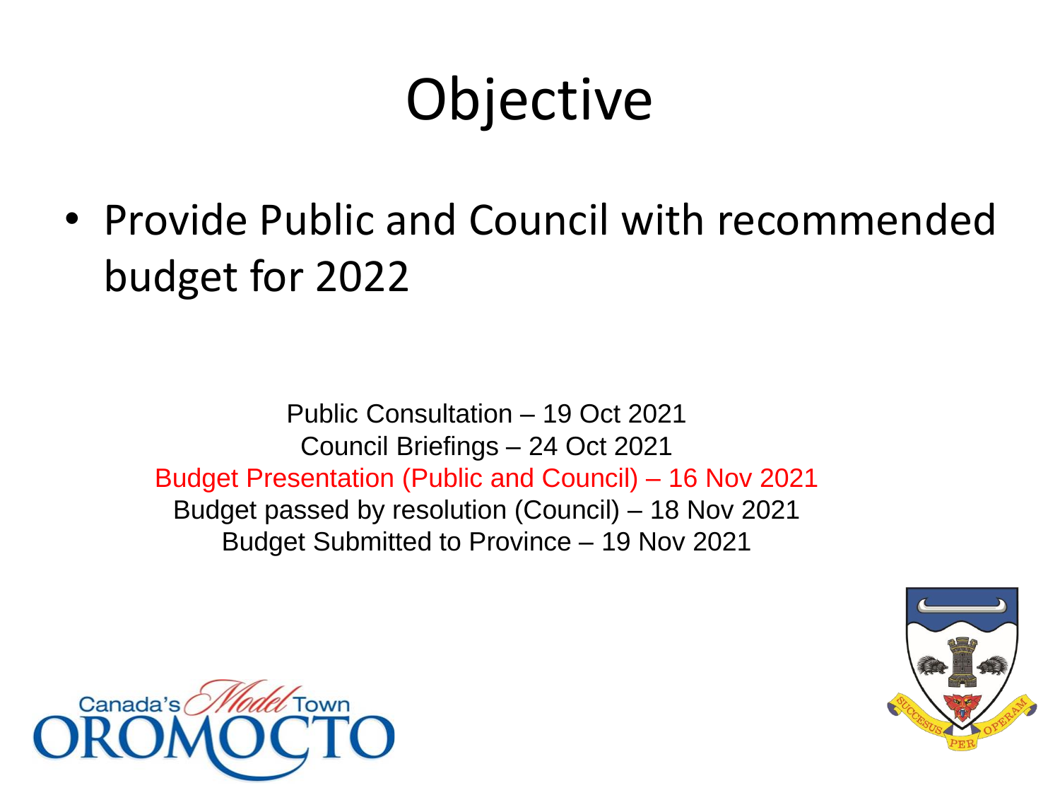# Objective

- Provide Public and Council with recommended budget for 2022

Public Consultation – 19 Oct 2021
Council Briefings – 24 Oct 2021
Budget Presentation (Public and Council) – 16 Nov 2021
Budget passed by resolution (Council) – 18 Nov 2021
Budget Submitted to Province – 19 Nov 2021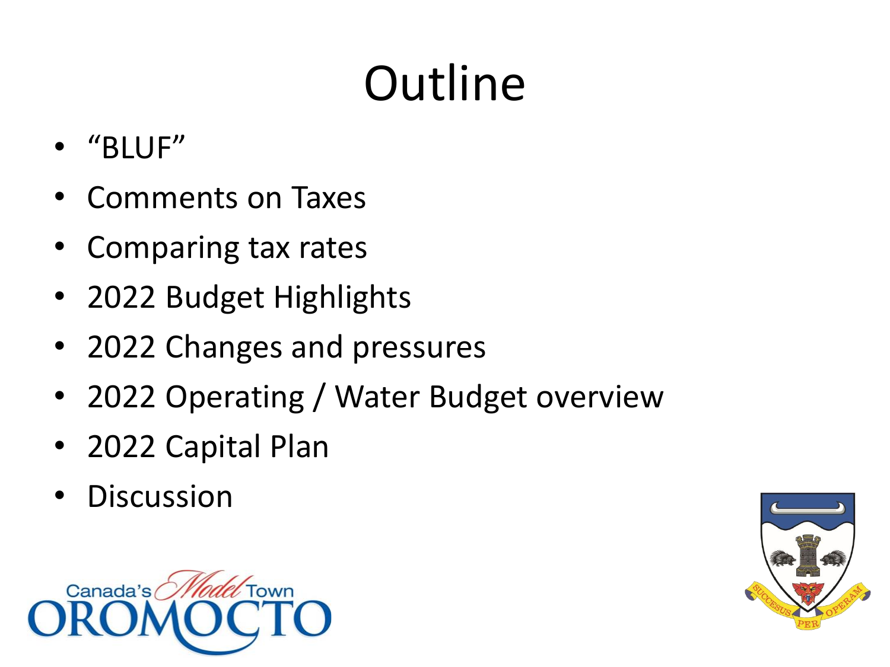# Outline

- "BLUF"
- Comments on Taxes
- Comparing tax rates
- 2022 Budget Highlights
- 2022 Changes and pressures
- 2022 Operating / Water Budget overview
- 2022 Capital Plan
- Discussion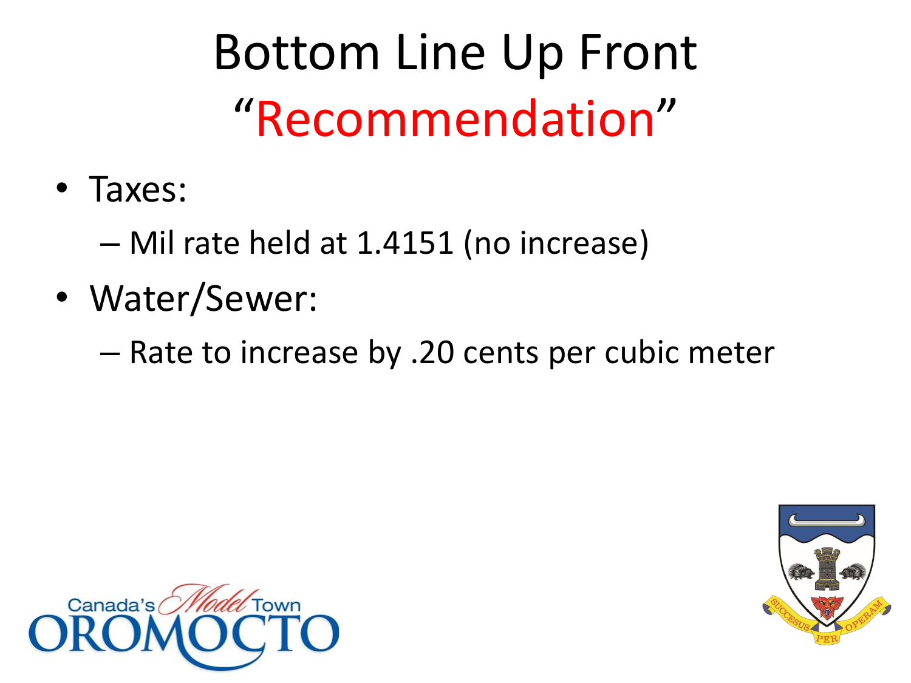# Bottom Line Up Front
## “Recommendation”

- Taxes:
  - Mil rate held at 1.4151 (no increase)
- Water/Sewer:
  - Rate to increase by .20 cents per cubic meter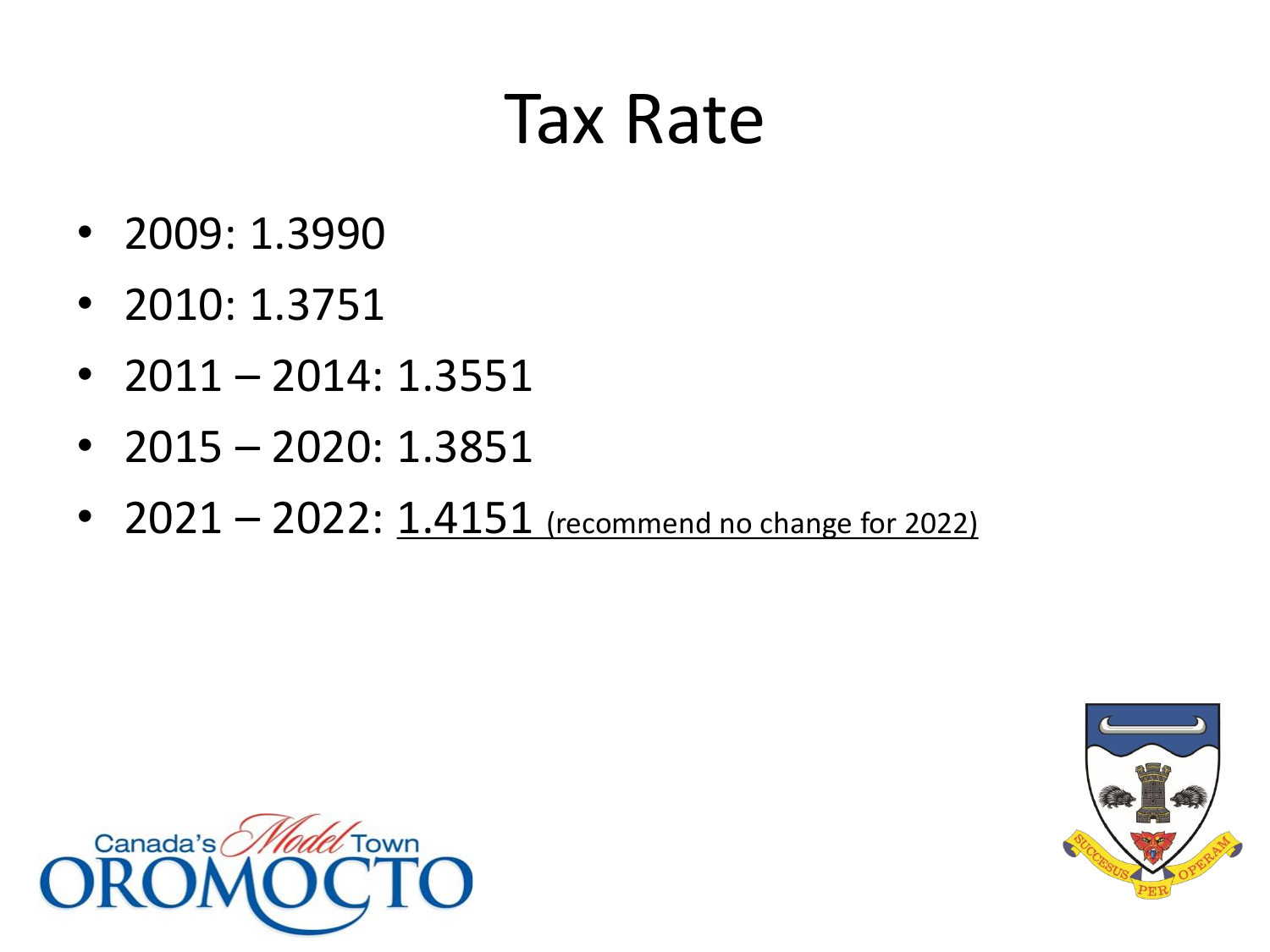# Tax Rate

- 2009: 1.3990
- 2010: 1.3751
- 2011 – 2014: 1.3551
- 2015 – 2020: 1.3851
- 2021 – 2022: 1.4151 (recommend no change for 2022)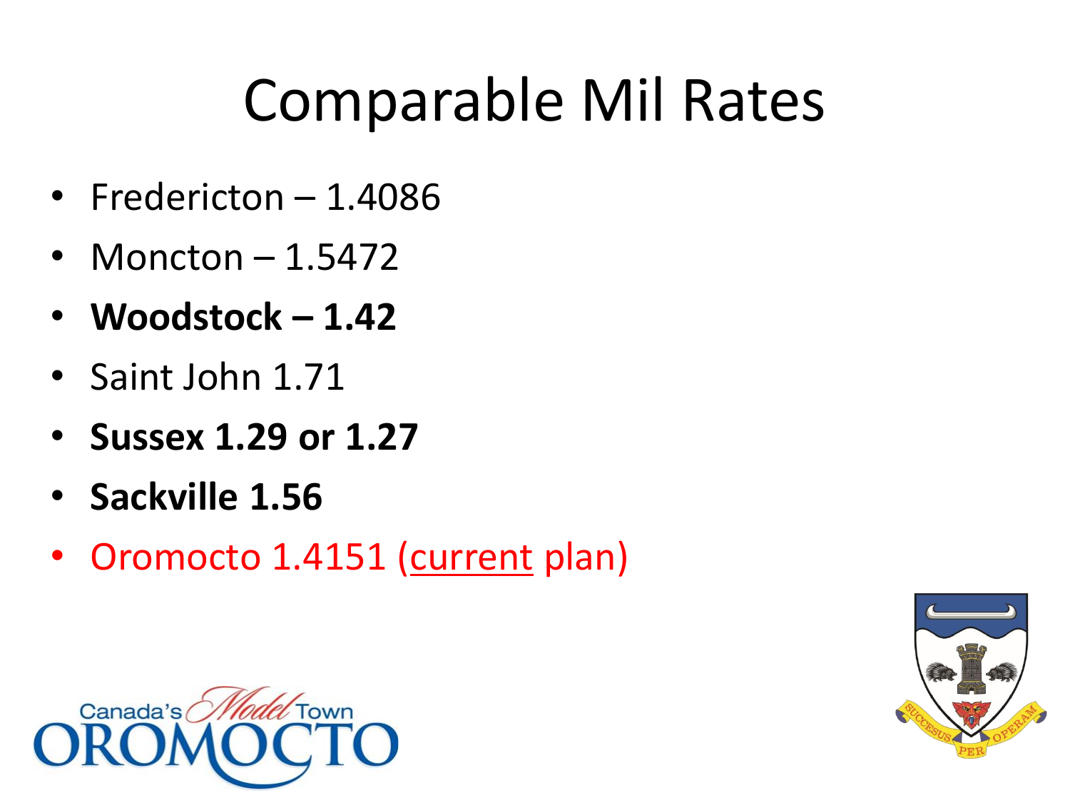# Comparable Mil Rates

- Fredericton – 1.4086
- Moncton – 1.5472
- **Woodstock – 1.42**
- Saint John 1.71
- **Sussex 1.29 or 1.27**
- **Sackville 1.56**
- Oromocto 1.4151 (current plan)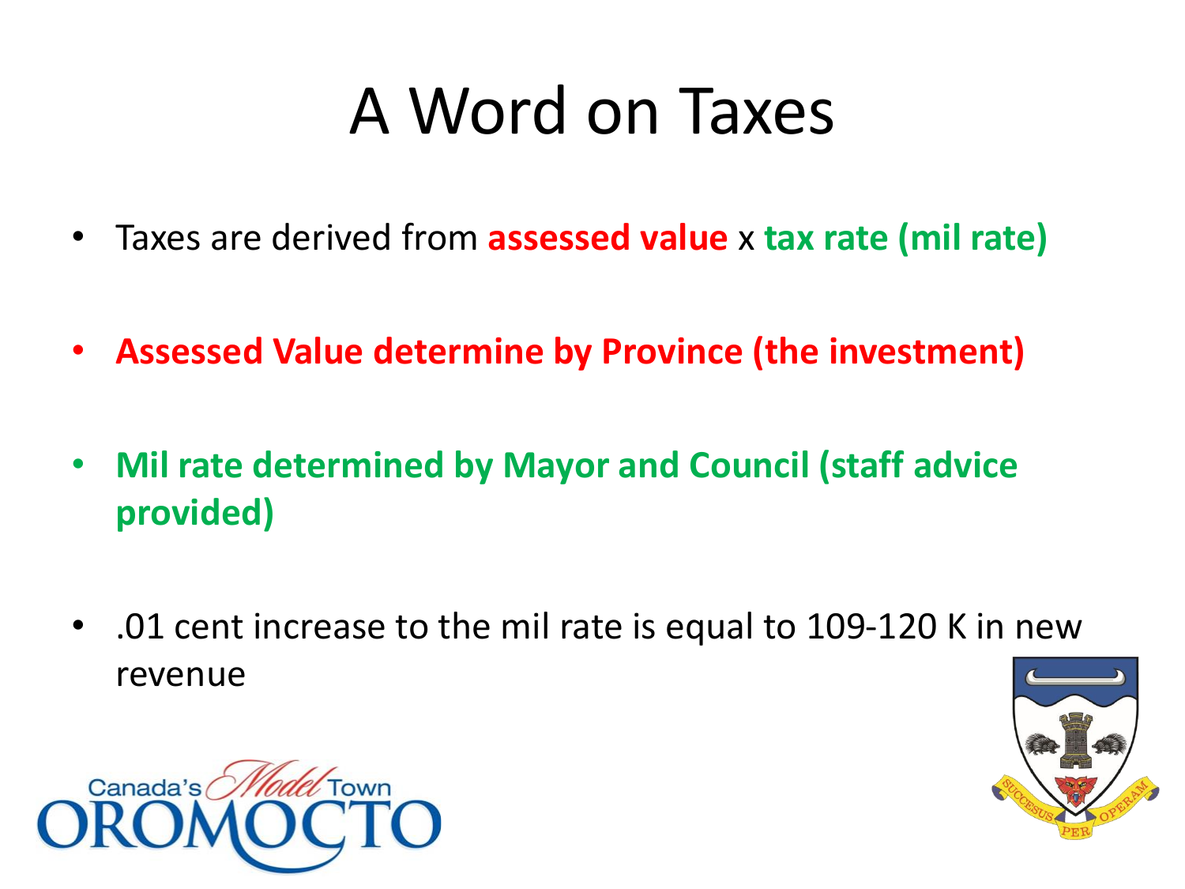# A Word on Taxes

- Taxes are derived from **assessed value** x **tax rate (mil rate)**
- **Assessed Value determine by Province (the investment)**
- **Mil rate determined by Mayor and Council (staff advice provided)**
- .01 cent increase to the mil rate is equal to 109-120 K in new revenue

Canada's Model Town OROMOCTO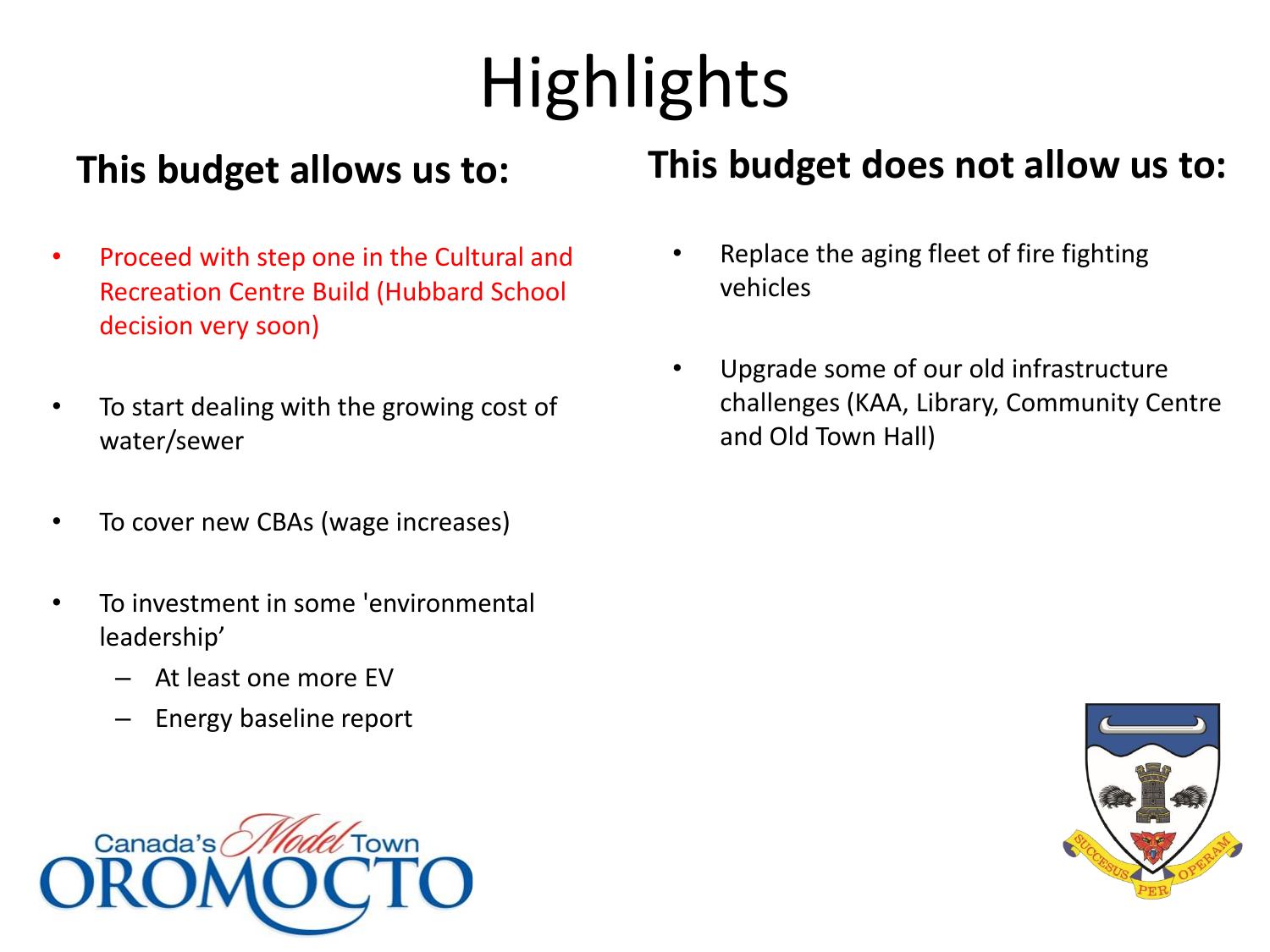# Highlights

## This budget allows us to:

- Proceed with step one in the Cultural and Recreation Centre Build (Hubbard School decision very soon)
- To start dealing with the growing cost of water/sewer
- To cover new CBAs (wage increases)
- To investment in some 'environmental leadership'
  - At least one more EV
  - Energy baseline report

## This budget does not allow us to:

- Replace the aging fleet of fire fighting vehicles
- Upgrade some of our old infrastructure challenges (KAA, Library, Community Centre and Old Town Hall)

Canada's Model Town OROMOCTO

SUCCESUS PER OPERAM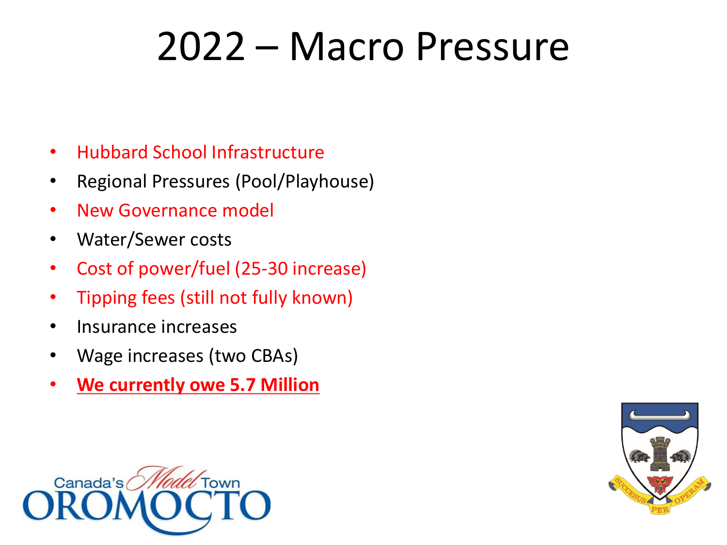# 2022 – Macro Pressure

- Hubbard School Infrastructure
- Regional Pressures (Pool/Playhouse)
- New Governance model
- Water/Sewer costs
- Cost of power/fuel (25-30 increase)
- Tipping fees (still not fully known)
- Insurance increases
- Wage increases (two CBAs)
- **<u>We currently owe 5.7 Million</u>**

Canada's Model Town OROMOCTO

SUCCESUS PER OPERAM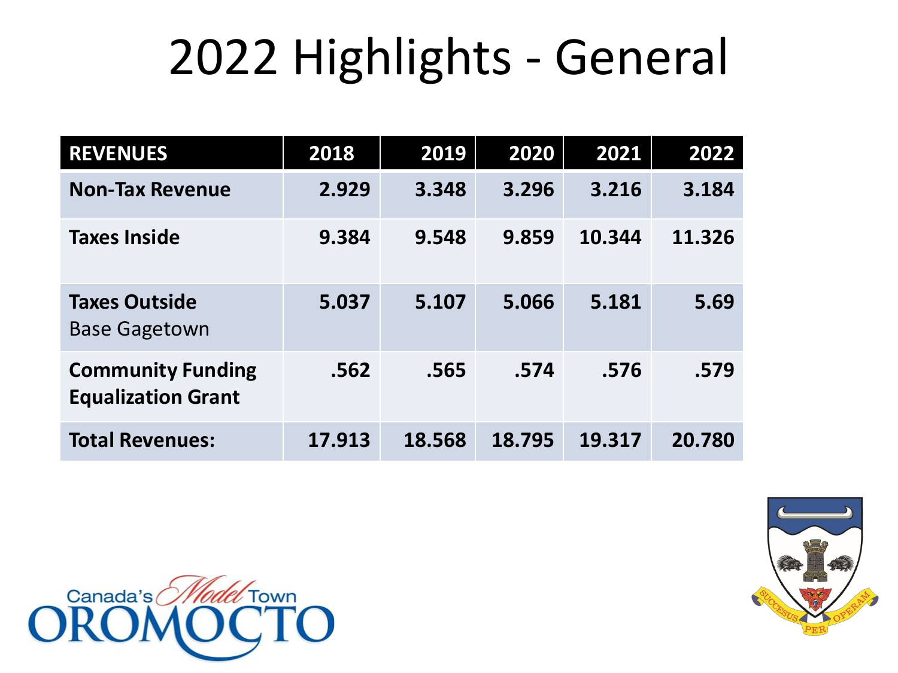# 2022 Highlights - General

| REVENUES | 2018 | 2019 | 2020 | 2021 | 2022 |
|---|---|---|---|---|---|
| **Non-Tax Revenue** | 2.929 | 3.348 | 3.296 | 3.216 | 3.184 |
| **Taxes Inside** | 9.384 | 9.548 | 9.859 | 10.344 | 11.326 |
| **Taxes Outside** Base Gagetown | 5.037 | 5.107 | 5.066 | 5.181 | 5.69 |
| **Community Funding Equalization Grant** | .562 | .565 | .574 | .576 | .579 |
| **Total Revenues:** | 17.913 | 18.568 | 18.795 | 19.317 | 20.780 |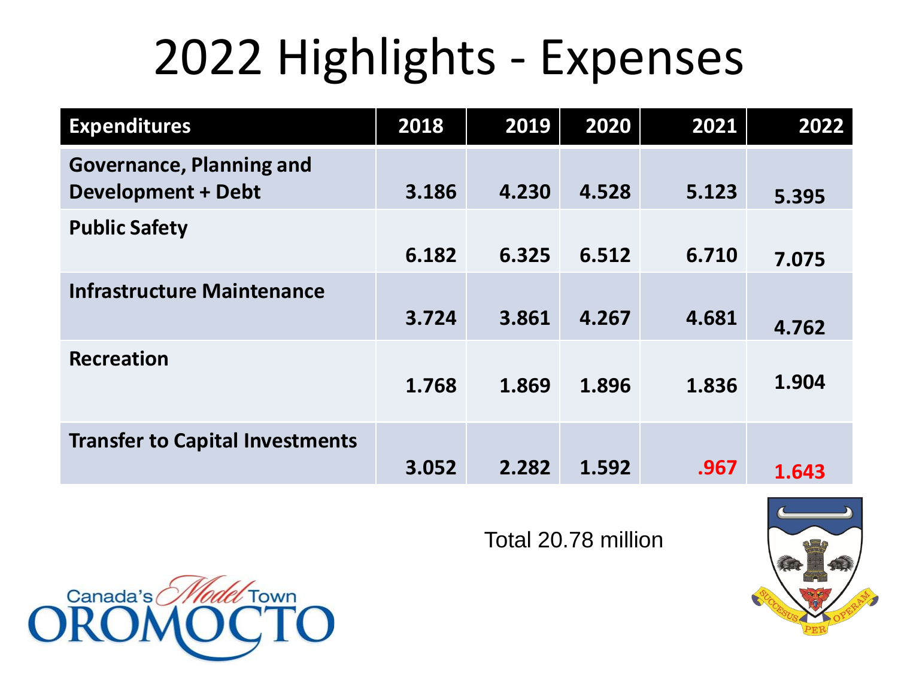# 2022 Highlights - Expenses

| Expenditures | 2018 | 2019 | 2020 | 2021 | 2022 |
|---|---|---|---|---|---|
| **Governance, Planning and Development + Debt** | 3.186 | 4.230 | 4.528 | 5.123 | 5.395 |
| **Public Safety** | 6.182 | 6.325 | 6.512 | 6.710 | 7.075 |
| **Infrastructure Maintenance** | 3.724 | 3.861 | 4.267 | 4.681 | 4.762 |
| **Recreation** | 1.768 | 1.869 | 1.896 | 1.836 | 1.904 |
| **Transfer to Capital Investments** | 3.052 | 2.282 | 1.592 | .967 | 1.643 |

Total 20.78 million

Canada's Model Town OROMOCTO

SUCCESUS PER OPERAM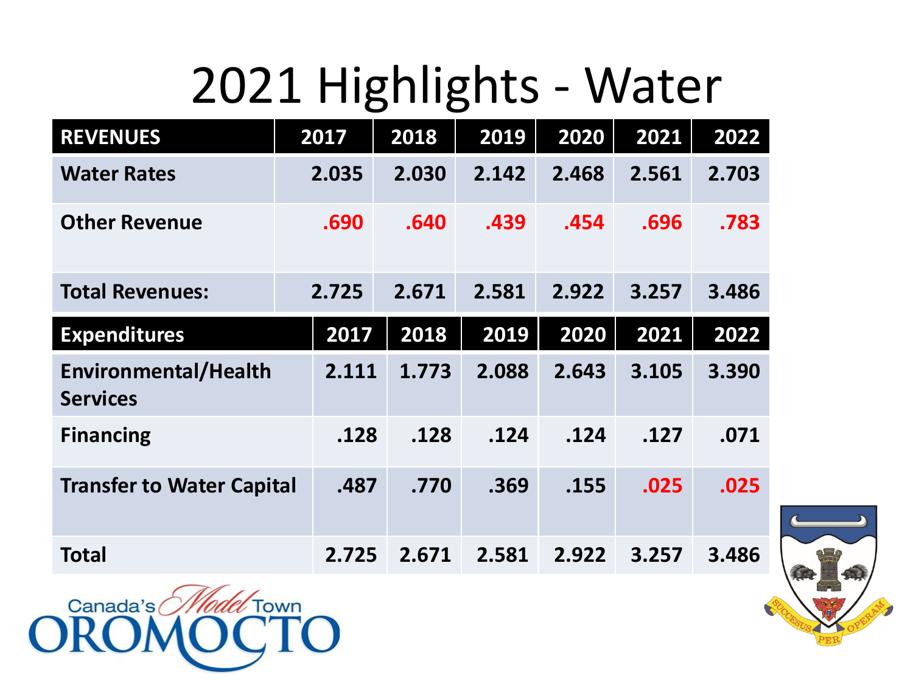# 2021 Highlights - Water

| REVENUES | 2017 | 2018 | 2019 | 2020 | 2021 | 2022 |
|---|---|---|---|---|---|---|
| **Water Rates** | 2.035 | 2.030 | 2.142 | 2.468 | 2.561 | 2.703 |
| **Other Revenue** | .690 | .640 | .439 | .454 | .696 | .783 |
| **Total Revenues:** | 2.725 | 2.671 | 2.581 | 2.922 | 3.257 | 3.486 |

| Expenditures | 2017 | 2018 | 2019 | 2020 | 2021 | 2022 |
|---|---|---|---|---|---|---|
| **Environmental/Health Services** | 2.111 | 1.773 | 2.088 | 2.643 | 3.105 | 3.390 |
| **Financing** | .128 | .128 | .124 | .124 | .127 | .071 |
| **Transfer to Water Capital** | .487 | .770 | .369 | .155 | .025 | .025 |
| **Total** | 2.725 | 2.671 | 2.581 | 2.922 | 3.257 | 3.486 |

Canada's Model Town OROMOCTO

SUCCESUS PER OPERAM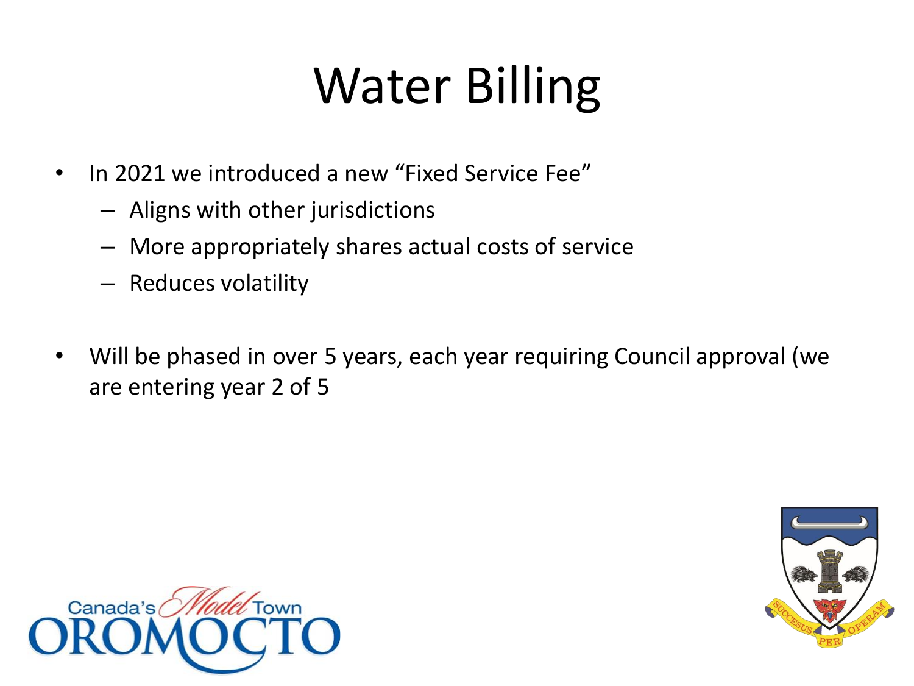# Water Billing

- In 2021 we introduced a new "Fixed Service Fee"
  - Aligns with other jurisdictions
  - More appropriately shares actual costs of service
  - Reduces volatility

- Will be phased in over 5 years, each year requiring Council approval (we are entering year 2 of 5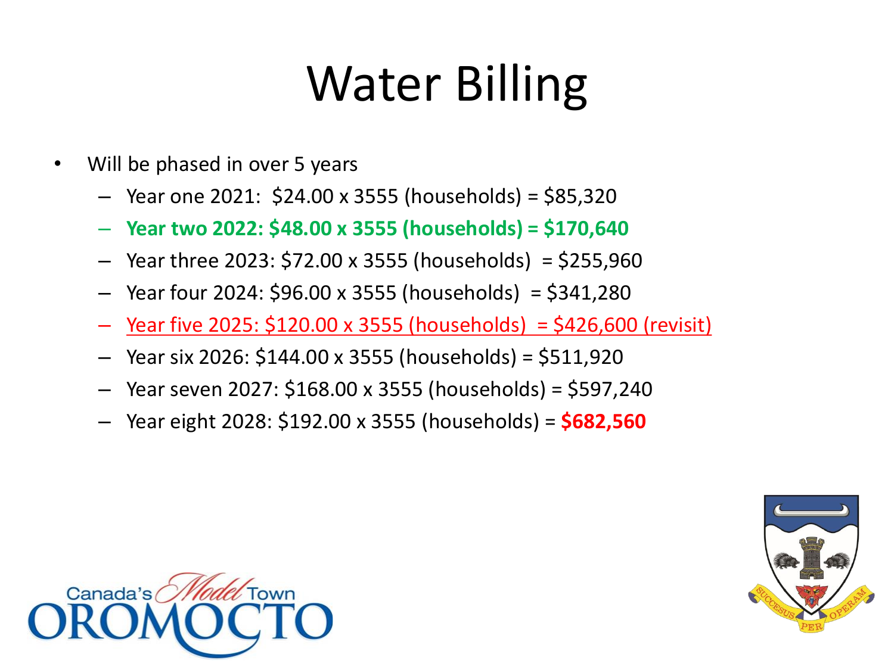# Water Billing

- Will be phased in over 5 years
  - Year one 2021: $24.00 x 3555 (households) = $85,320
  - **Year two 2022: $48.00 x 3555 (households) = $170,640**
  - Year three 2023: $72.00 x 3555 (households) = $255,960
  - Year four 2024: $96.00 x 3555 (households) = $341,280
  - Year five 2025: $120.00 x 3555 (households) = $426,600 (revisit)
  - Year six 2026: $144.00 x 3555 (households) = $511,920
  - Year seven 2027: $168.00 x 3555 (households) = $597,240
  - Year eight 2028: $192.00 x 3555 (households) = **$682,560**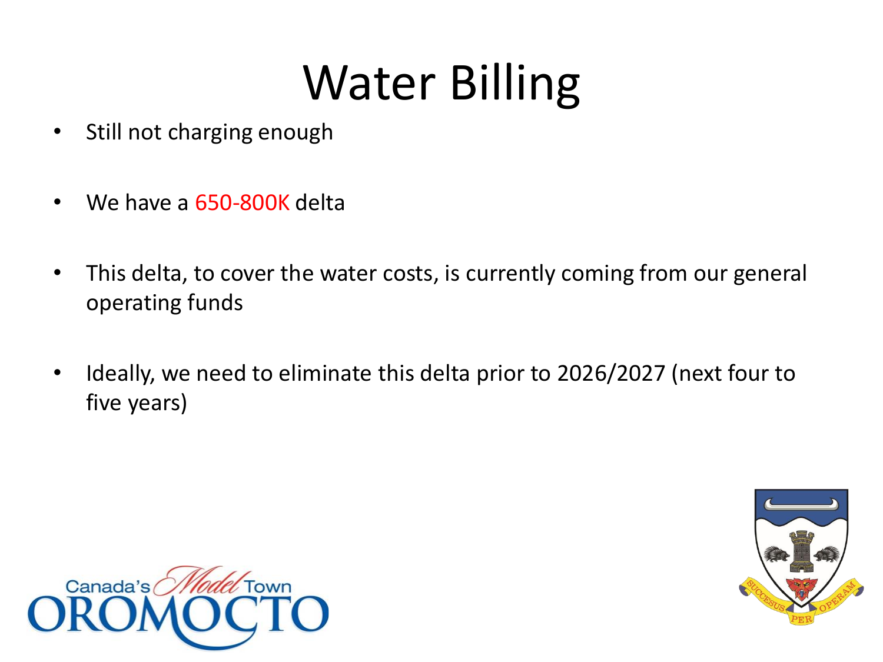# Water Billing

- Still not charging enough
- We have a 650-800K delta
- This delta, to cover the water costs, is currently coming from our general operating funds
- Ideally, we need to eliminate this delta prior to 2026/2027 (next four to five years)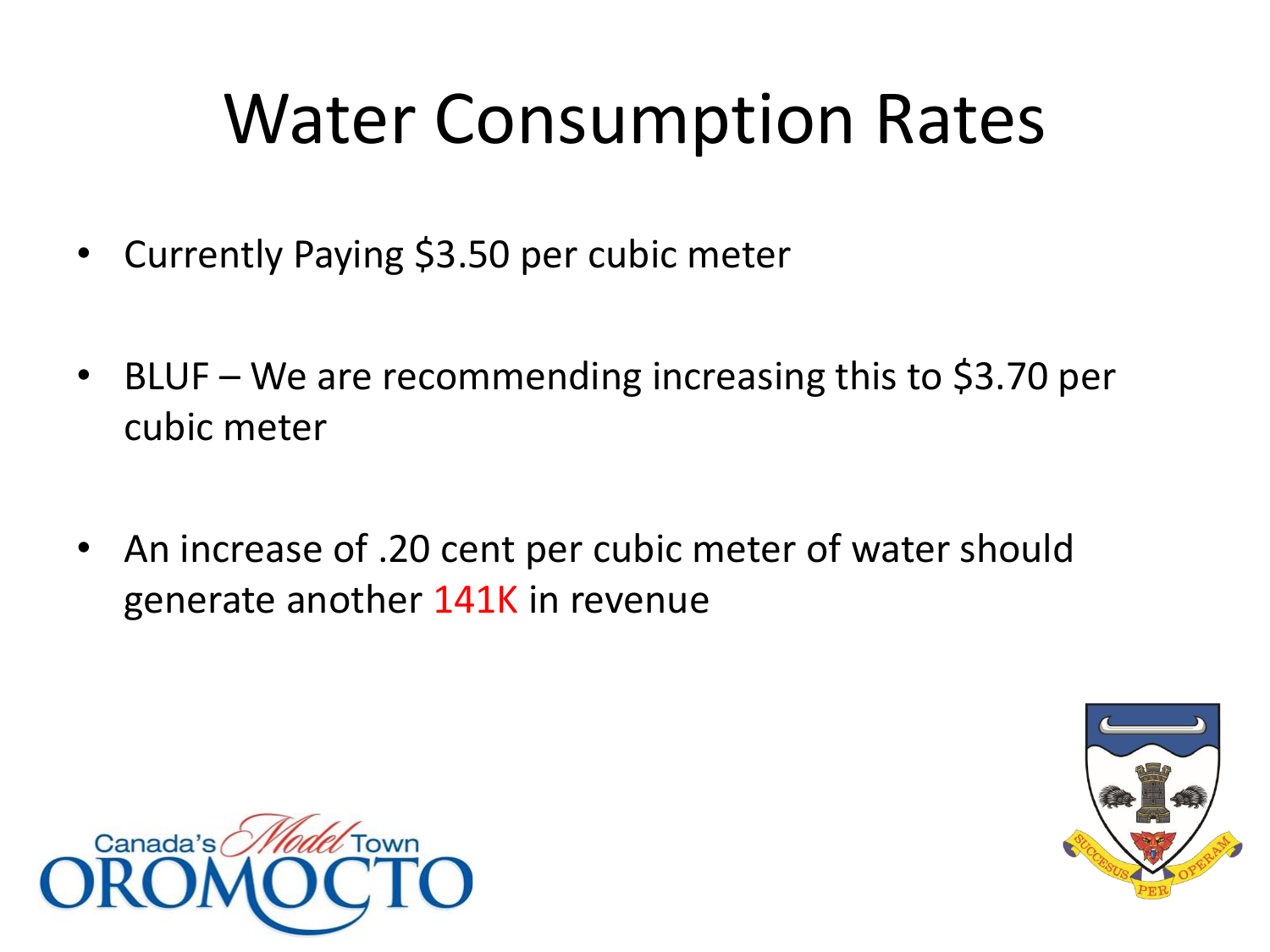# Water Consumption Rates

- Currently Paying $3.50 per cubic meter
- BLUF – We are recommending increasing this to $3.70 per cubic meter
- An increase of .20 cent per cubic meter of water should generate another 141K in revenue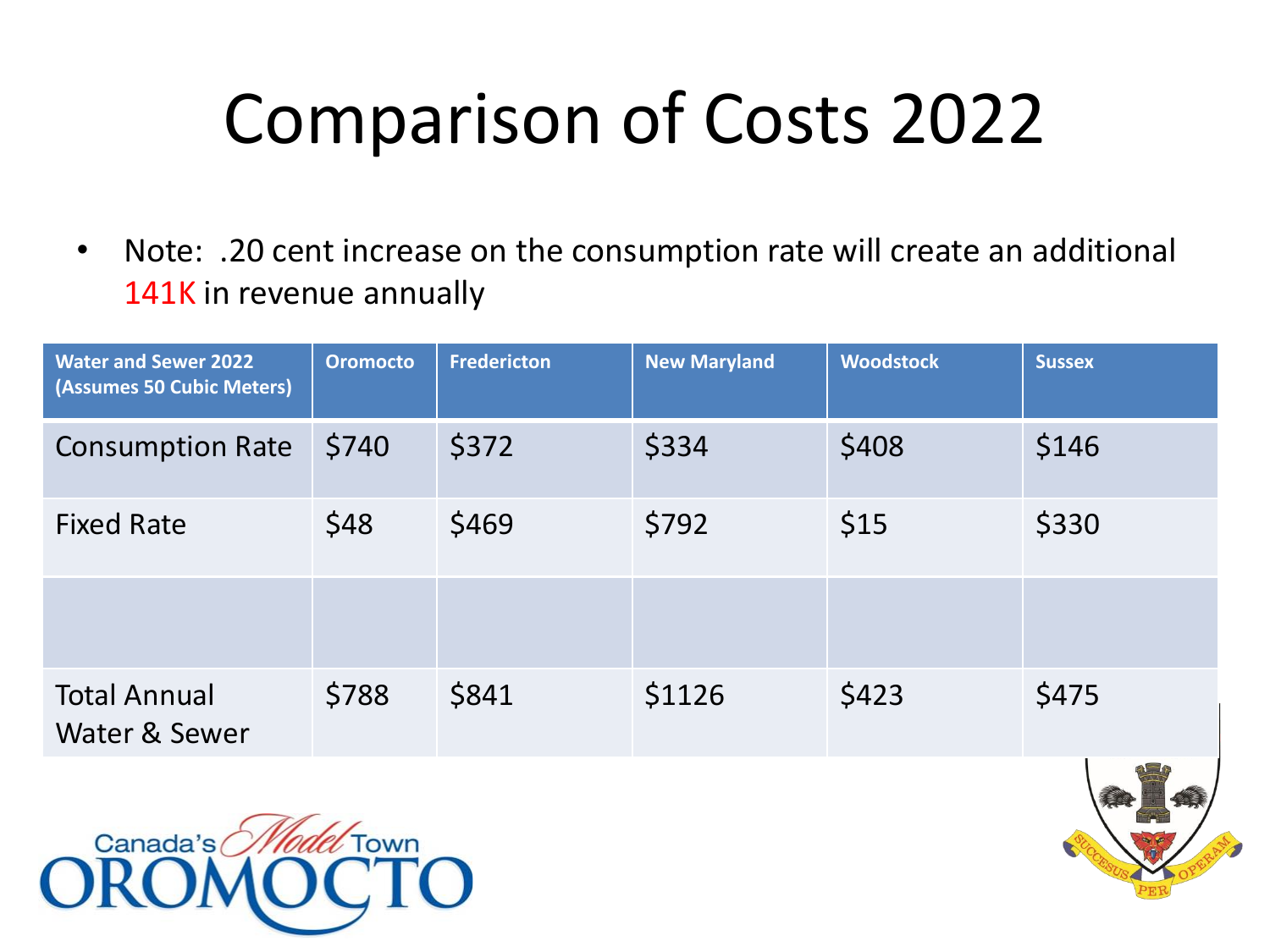# Comparison of Costs 2022

- Note: .20 cent increase on the consumption rate will create an additional 141K in revenue annually

| Water and Sewer 2022 (Assumes 50 Cubic Meters) | Oromocto | Fredericton | New Maryland | Woodstock | Sussex |
|---|---|---|---|---|---|
| Consumption Rate | $740 | $372 | $334 | $408 | $146 |
| Fixed Rate | $48 | $469 | $792 | $15 | $330 |
| | | | | | |
| Total Annual Water & Sewer | $788 | $841 | $1126 | $423 | $475 |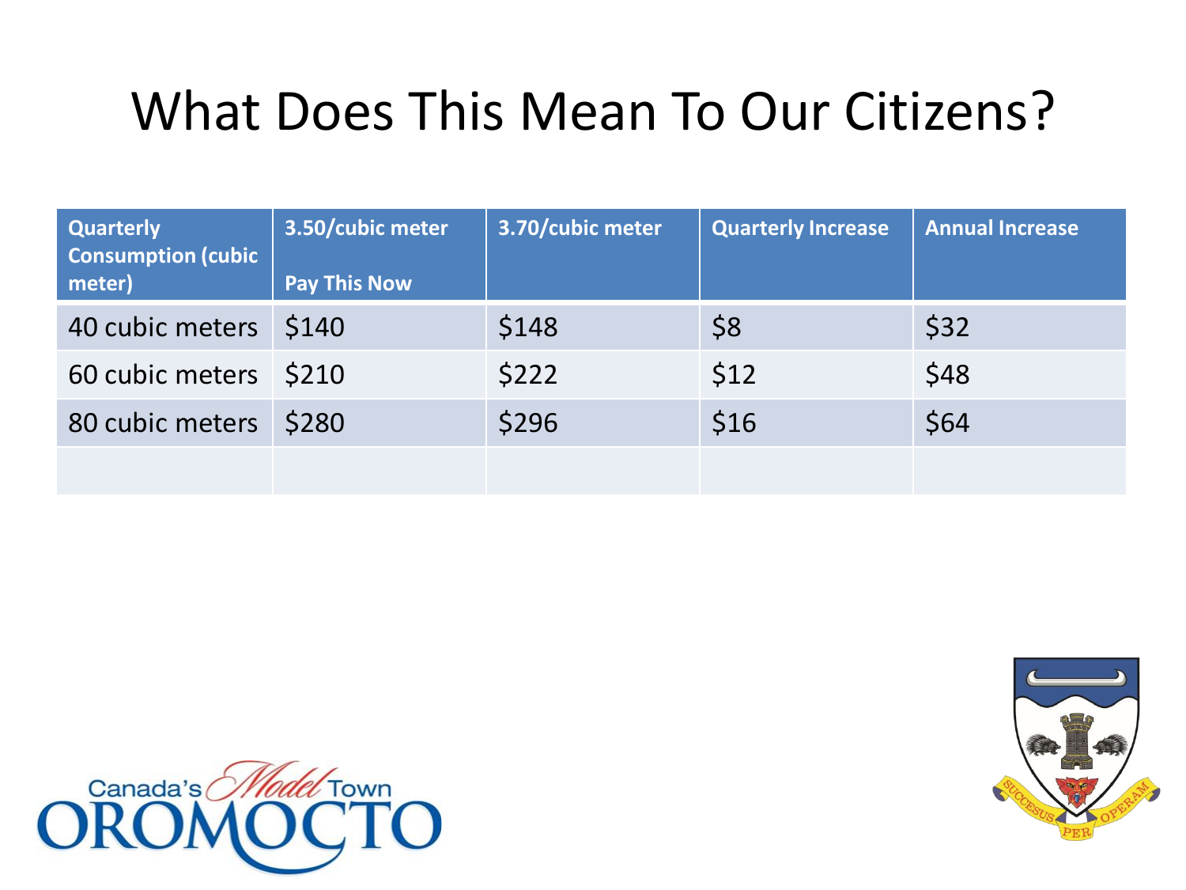# What Does This Mean To Our Citizens?

| Quarterly Consumption (cubic meter) | 3.50/cubic meter<br><br>Pay This Now | 3.70/cubic meter | Quarterly Increase | Annual Increase |
|---|---|---|---|---|
| 40 cubic meters | $140 | $148 | $8 | $32 |
| 60 cubic meters | $210 | $222 | $12 | $48 |
| 80 cubic meters | $280 | $296 | $16 | $64 |
| | | | | |

Canada's Model Town OROMOCTO

SUCCESUS PER OPERAM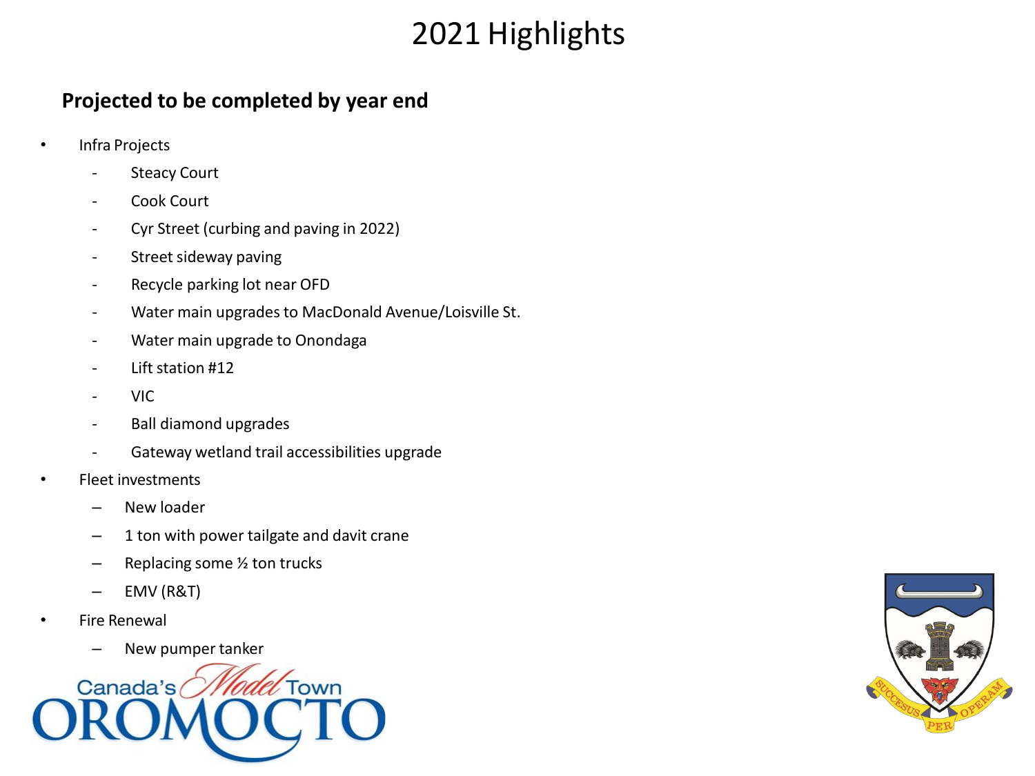# 2021 Highlights

**Projected to be completed by year end**

- Infra Projects
  - Steacy Court
  - Cook Court
  - Cyr Street (curbing and paving in 2022)
  - Street sideway paving
  - Recycle parking lot near OFD
  - Water main upgrades to MacDonald Avenue/Loisville St.
  - Water main upgrade to Onondaga
  - Lift station #12
  - VIC
  - Ball diamond upgrades
  - Gateway wetland trail accessibilities upgrade
- Fleet investments
  - New loader
  - 1 ton with power tailgate and davit crane
  - Replacing some ½ ton trucks
  - EMV (R&T)
- Fire Renewal
  - New pumper tanker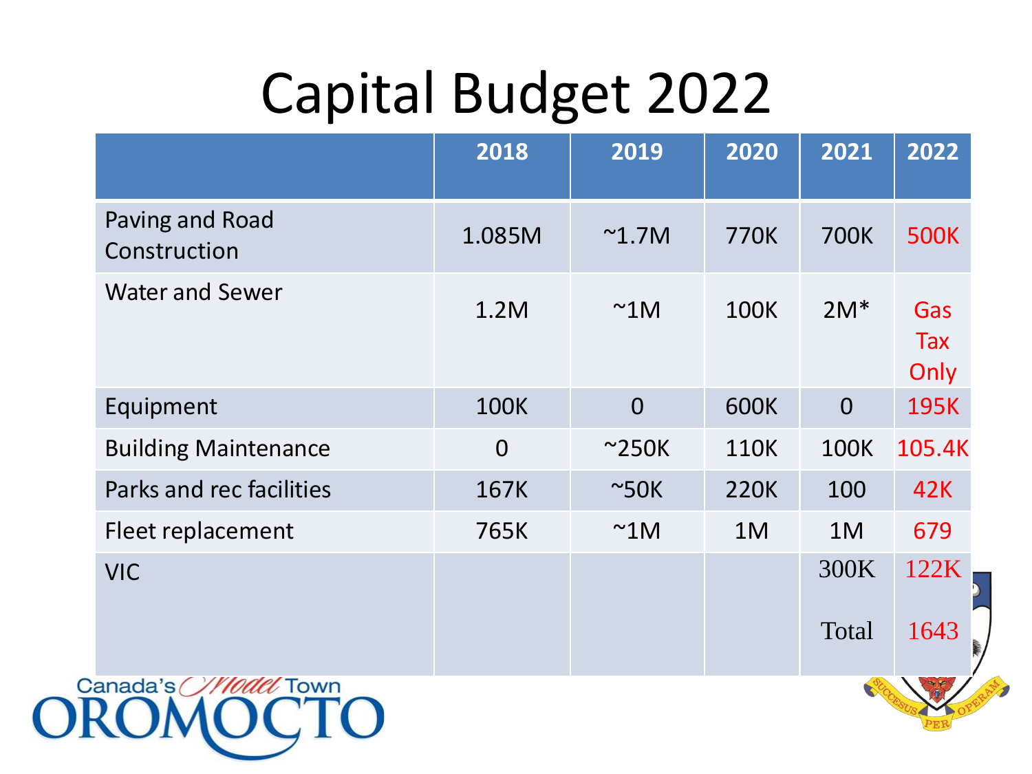# Capital Budget 2022

| | 2018 | 2019 | 2020 | 2021 | 2022 |
|---|---|---|---|---|---|
| Paving and Road Construction | 1.085M | ~1.7M | 770K | 700K | 500K |
| Water and Sewer | 1.2M | ~1M | 100K | 2M* | Gas Tax Only |
| Equipment | 100K | 0 | 600K | 0 | 195K |
| Building Maintenance | 0 | ~250K | 110K | 100K | 105.4K |
| Parks and rec facilities | 167K | ~50K | 220K | 100 | 42K |
| Fleet replacement | 765K | ~1M | 1M | 1M | 679 |
| VIC | | | | 300K | 122K |
| | | | | Total | 1643 |

Canada's Model Town OROMOCTO

SUCCESUS PER OPERAM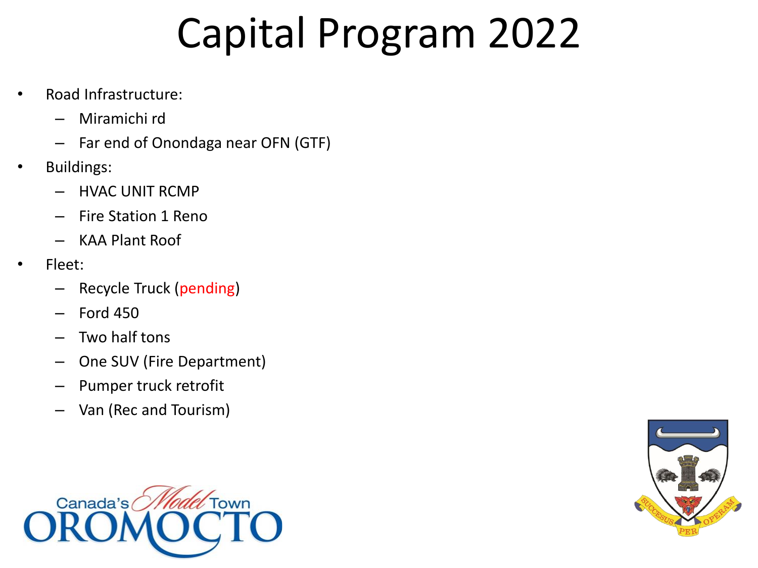# Capital Program 2022

- Road Infrastructure:
  - Miramichi rd
  - Far end of Onondaga near OFN (GTF)
- Buildings:
  - HVAC UNIT RCMP
  - Fire Station 1 Reno
  - KAA Plant Roof
- Fleet:
  - Recycle Truck (pending)
  - Ford 450
  - Two half tons
  - One SUV (Fire Department)
  - Pumper truck retrofit
  - Van (Rec and Tourism)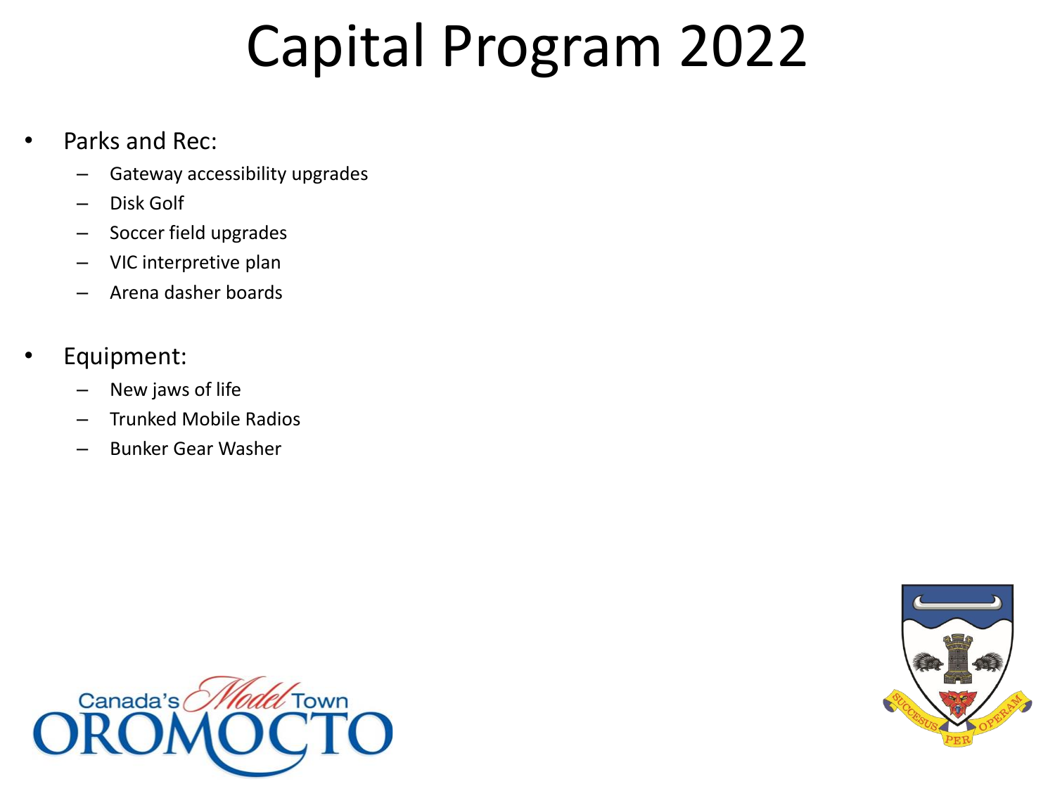# Capital Program 2022

- Parks and Rec:
  - Gateway accessibility upgrades
  - Disk Golf
  - Soccer field upgrades
  - VIC interpretive plan
  - Arena dasher boards

- Equipment:
  - New jaws of life
  - Trunked Mobile Radios
  - Bunker Gear Washer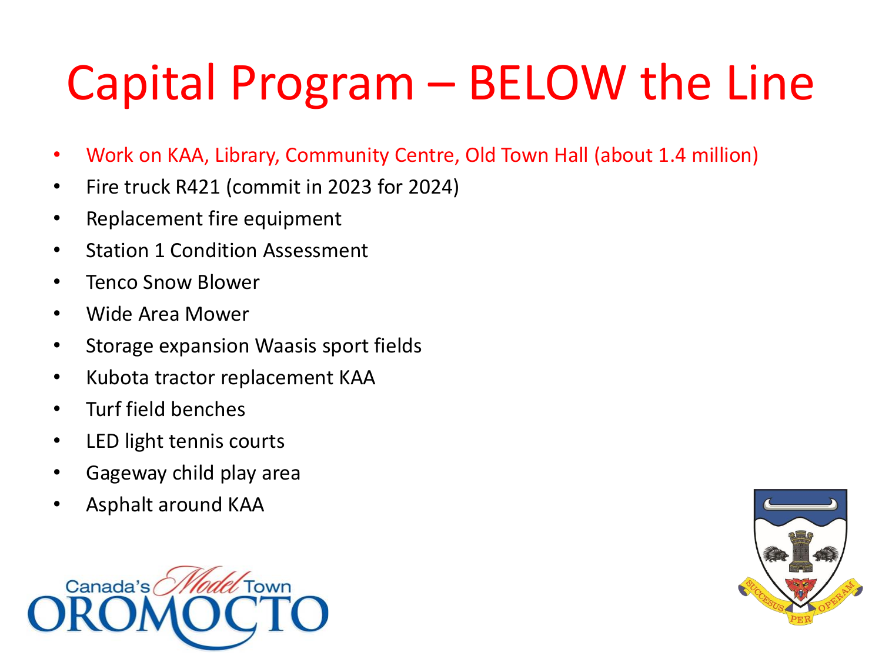# Capital Program – BELOW the Line

- Work on KAA, Library, Community Centre, Old Town Hall (about 1.4 million)
- Fire truck R421 (commit in 2023 for 2024)
- Replacement fire equipment
- Station 1 Condition Assessment
- Tenco Snow Blower
- Wide Area Mower
- Storage expansion Waasis sport fields
- Kubota tractor replacement KAA
- Turf field benches
- LED light tennis courts
- Gageway child play area
- Asphalt around KAA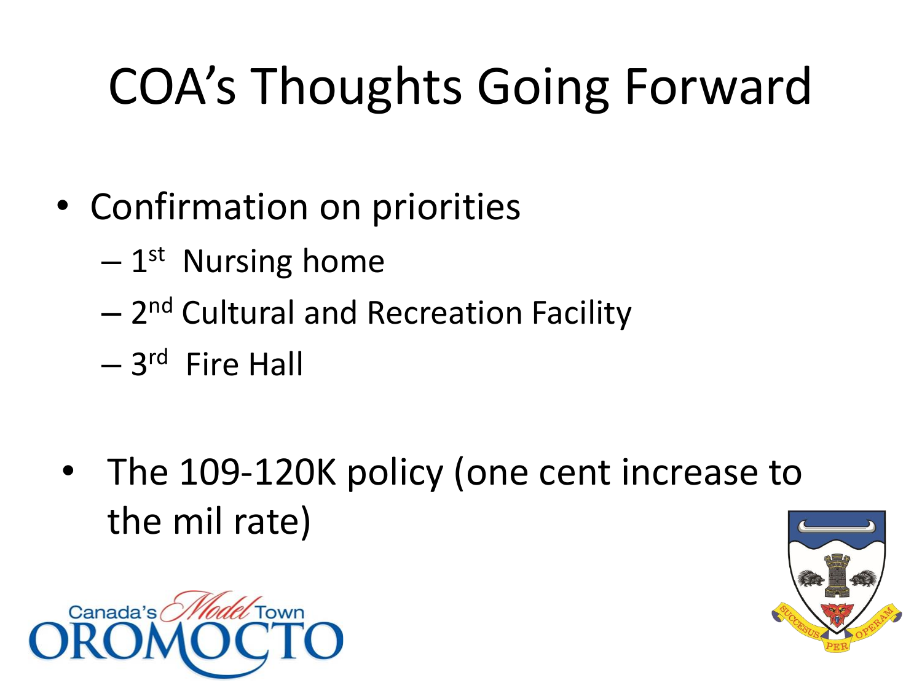# COA's Thoughts Going Forward

- Confirmation on priorities
  - 1st Nursing home
  - 2nd Cultural and Recreation Facility
  - 3rd Fire Hall
- The 109-120K policy (one cent increase to the mil rate)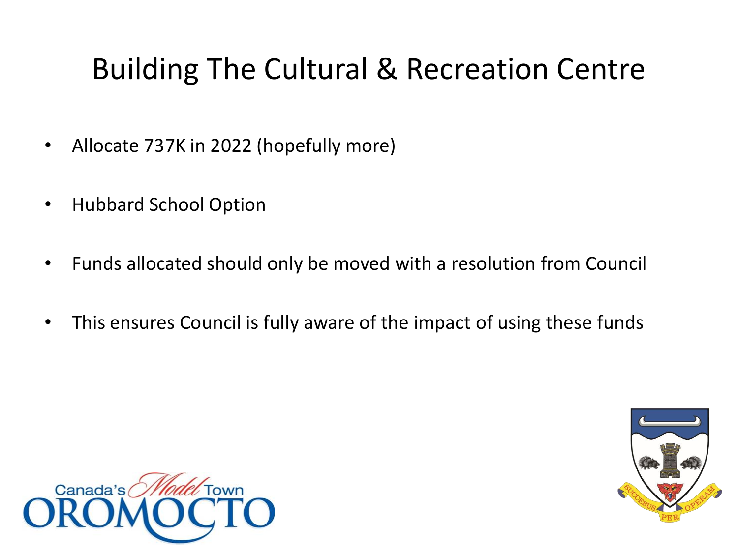# Building The Cultural & Recreation Centre

- Allocate 737K in 2022 (hopefully more)
- Hubbard School Option
- Funds allocated should only be moved with a resolution from Council
- This ensures Council is fully aware of the impact of using these funds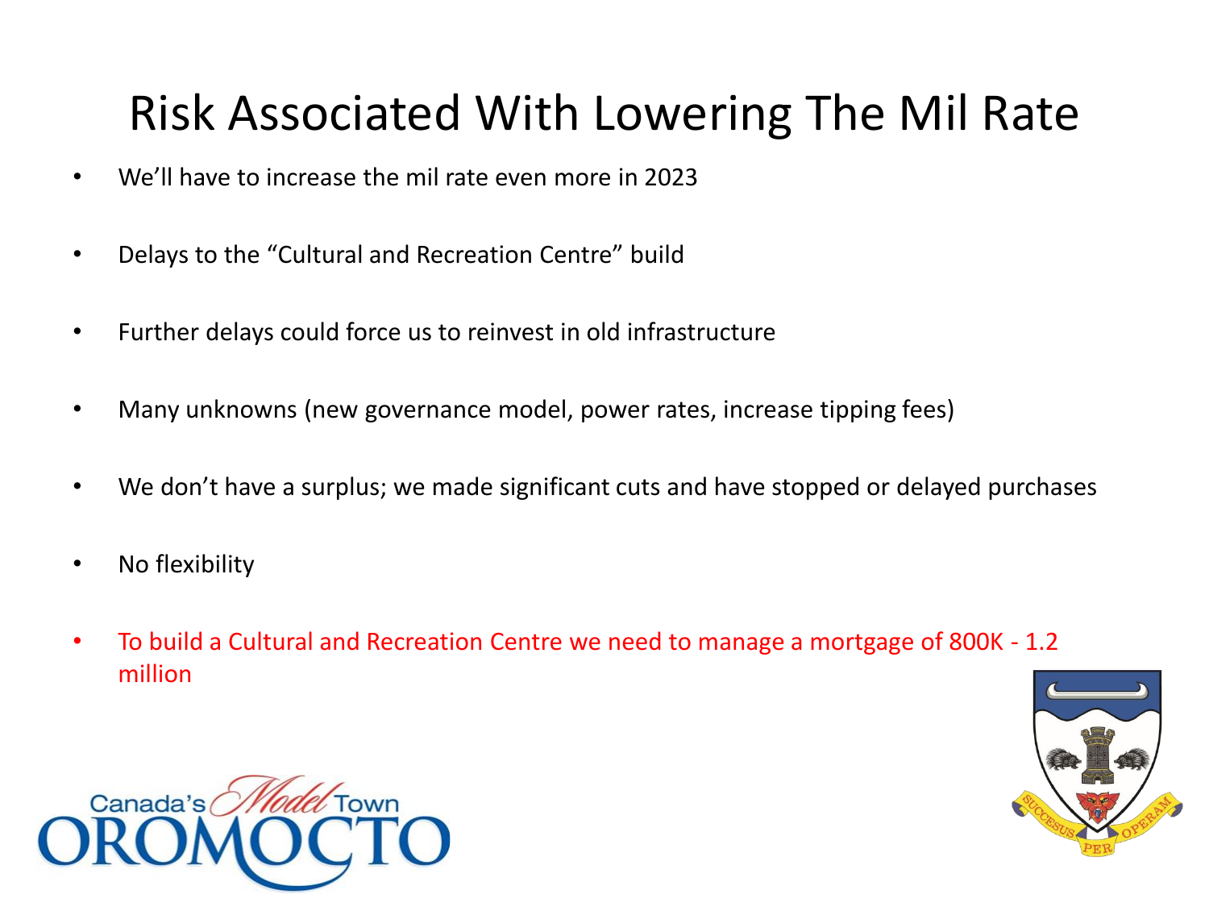# Risk Associated With Lowering The Mil Rate

- We'll have to increase the mil rate even more in 2023
- Delays to the "Cultural and Recreation Centre" build
- Further delays could force us to reinvest in old infrastructure
- Many unknowns (new governance model, power rates, increase tipping fees)
- We don't have a surplus; we made significant cuts and have stopped or delayed purchases
- No flexibility
- To build a Cultural and Recreation Centre we need to manage a mortgage of 800K - 1.2 million

Canada's Model Town OROMOCTO

SUCCESUS PER OPERAM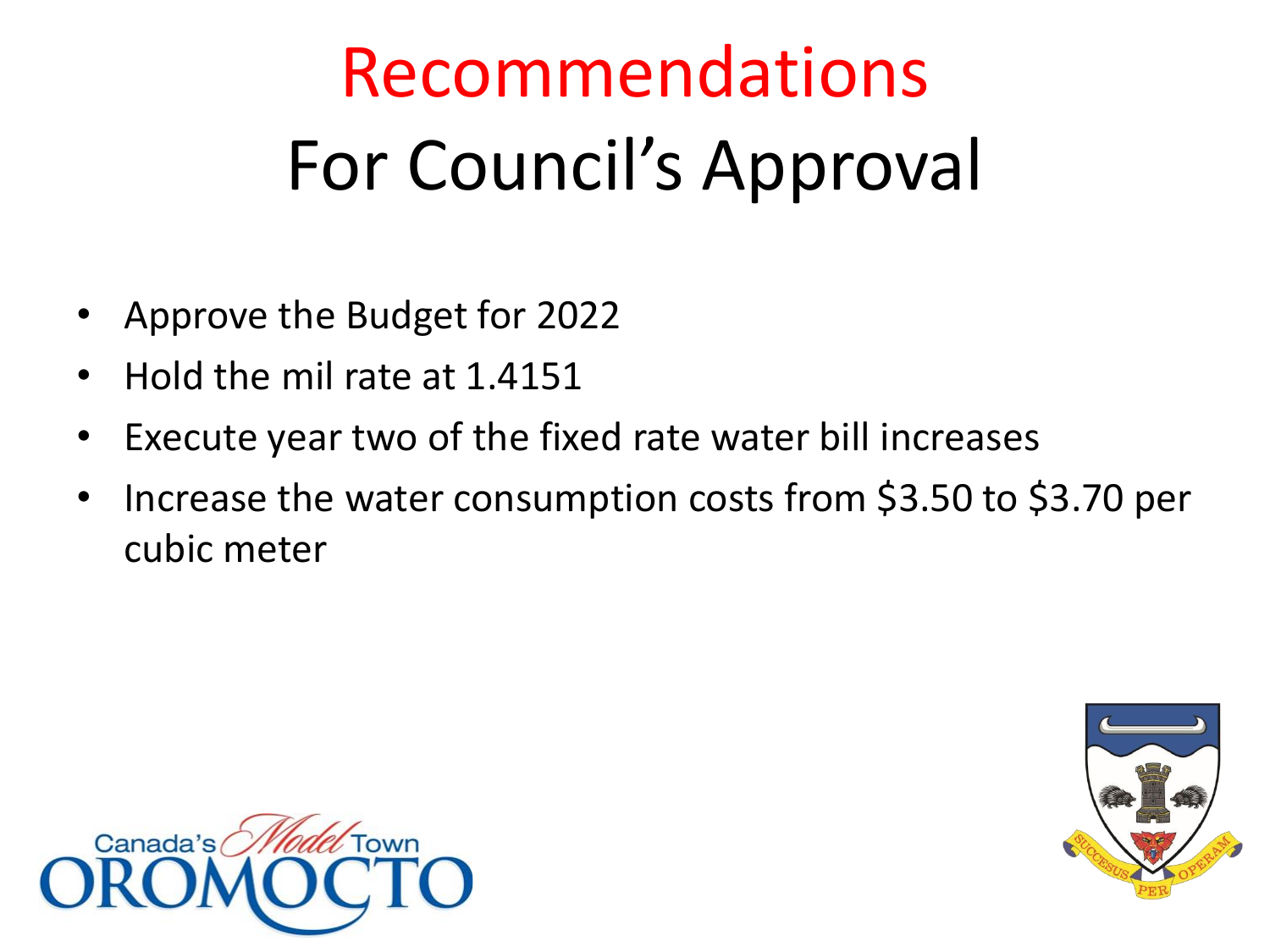# Recommendations
## For Council's Approval

- Approve the Budget for 2022
- Hold the mil rate at 1.4151
- Execute year two of the fixed rate water bill increases
- Increase the water consumption costs from $3.50 to $3.70 per cubic meter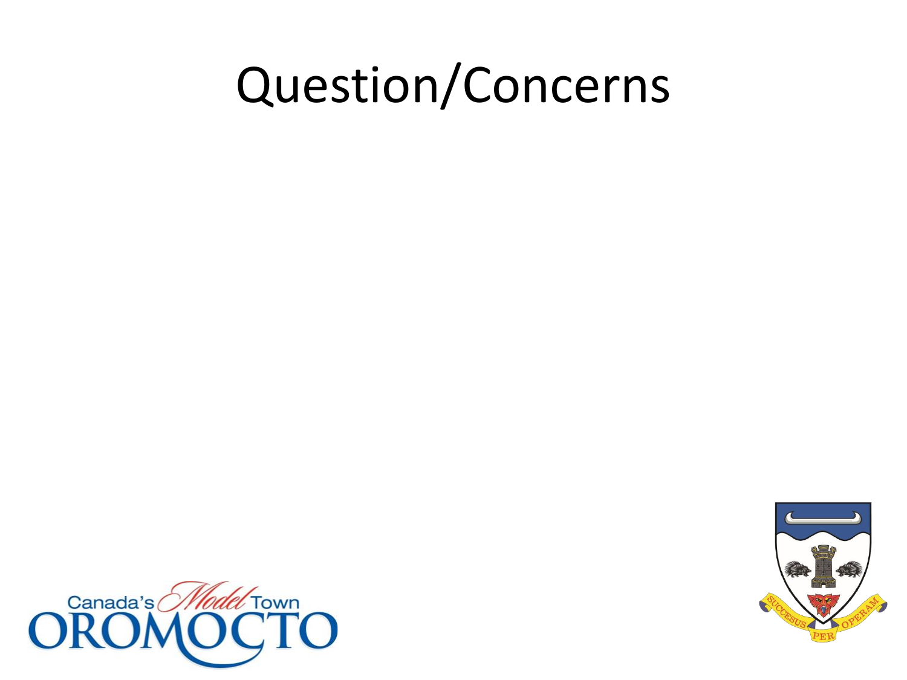# Question/Concerns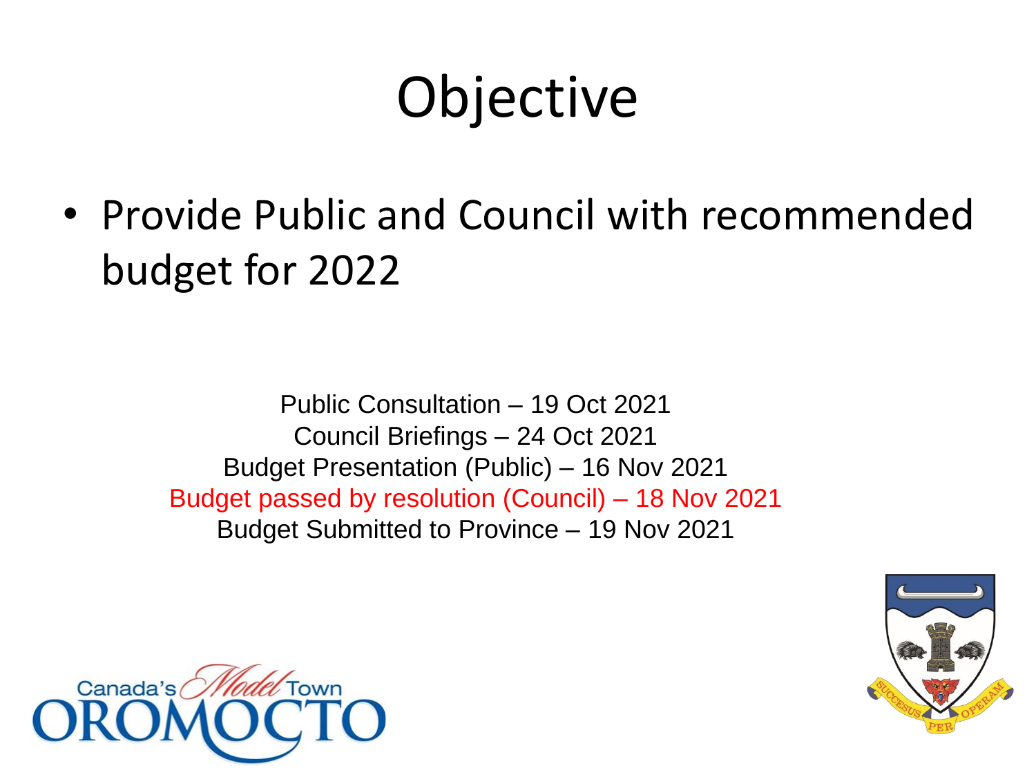# Objective

- Provide Public and Council with recommended budget for 2022

Public Consultation – 19 Oct 2021
Council Briefings – 24 Oct 2021
Budget Presentation (Public) – 16 Nov 2021
Budget passed by resolution (Council) – 18 Nov 2021
Budget Submitted to Province – 19 Nov 2021